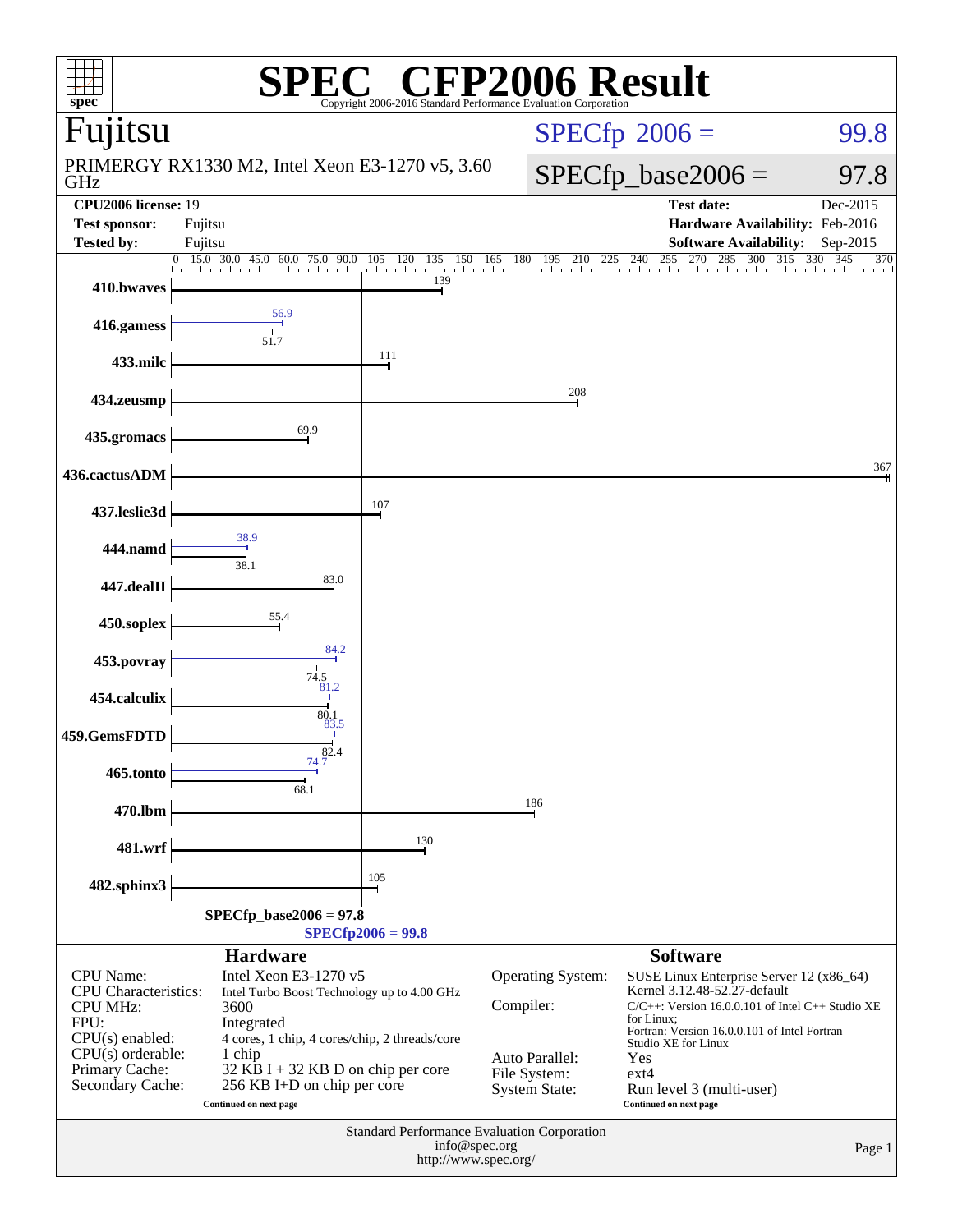# SPEC® CFP2006 Result

Copyright 2006-2016 Standard Performance Evaluation Corporation

## Fujitsu

PRIMERGY RX1330 M2, Intel Xeon E3-1270 v5, 3.60 GHz

SPECfp 2006 = 99.8

SPECfp_base2006 = 97.8

| | | | |
|---|---|---|---|
| **CPU2006 license:** 19 | | **Test date:** | Dec-2015 |
| **Test sponsor:** | Fujitsu | **Hardware Availability:** | Feb-2016 |
| **Tested by:** | Fujitsu | **Software Availability:** | Sep-2015 |

| Benchmark | Base | Peak |
|---|---|---|
| 410.bwaves | 139 | |
| 416.gamess | 51.7 | 56.9 |
| 433.milc | 111 | |
| 434.zeusmp | 208 | |
| 435.gromacs | 69.9 | |
| 436.cactusADM | 367 | |
| 437.leslie3d | 107 | |
| 444.namd | 38.1 | 38.9 |
| 447.dealII | 83.0 | |
| 450.soplex | 55.4 | |
| 453.povray | 74.5 | 84.2 |
| 454.calculix | 80.1 | 81.2 |
| 459.GemsFDTD | 82.4 | 83.5 |
| 465.tonto | 68.1 | 74.7 |
| 470.lbm | 186 | |
| 481.wrf | 130 | |
| 482.sphinx3 | 105 | |

SPECfp_base2006 = 97.8

SPECfp2006 = 99.8

### Hardware

| | |
|---|---|
| CPU Name: | Intel Xeon E3-1270 v5 |
| CPU Characteristics: | Intel Turbo Boost Technology up to 4.00 GHz |
| CPU MHz: | 3600 |
| FPU: | Integrated |
| CPU(s) enabled: | 4 cores, 1 chip, 4 cores/chip, 2 threads/core |
| CPU(s) orderable: | 1 chip |
| Primary Cache: | 32 KB I + 32 KB D on chip per core |
| Secondary Cache: | 256 KB I+D on chip per core |

Continued on next page

### Software

| | |
|---|---|
| Operating System: | SUSE Linux Enterprise Server 12 (x86_64) Kernel 3.12.48-52.27-default |
| Compiler: | C/C++: Version 16.0.0.101 of Intel C++ Studio XE for Linux; Fortran: Version 16.0.0.101 of Intel Fortran Studio XE for Linux |
| Auto Parallel: | Yes |
| File System: | ext4 |
| System State: | Run level 3 (multi-user) |

Continued on next page

Standard Performance Evaluation Corporation
info@spec.org
http://www.spec.org/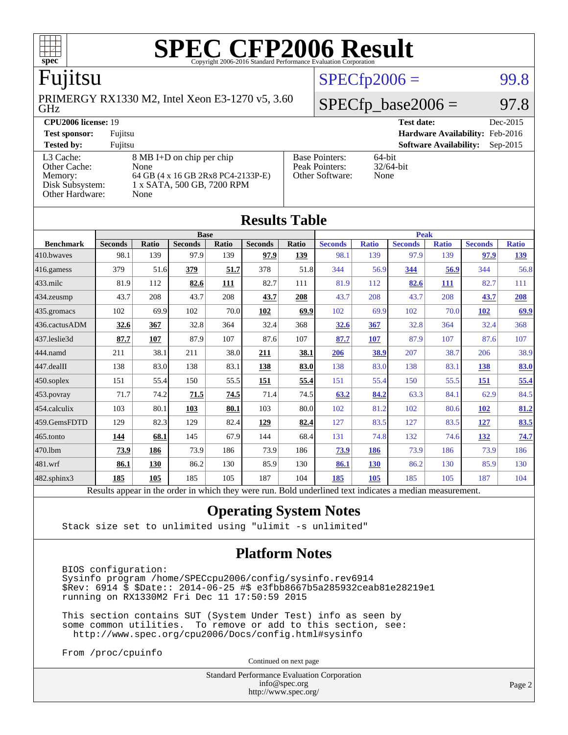# SPEC CFP2006 Result

Copyright 2006-2016 Standard Performance Evaluation Corporation

## Fujitsu

PRIMERGY RX1330 M2, Intel Xeon E3-1270 v5, 3.60 GHz

SPECfp2006 = 99.8

SPECfp_base2006 = 97.8

| | | | |
|---|---|---|---|
| **CPU2006 license:** 19 | | **Test date:** | Dec-2015 |
| **Test sponsor:** | Fujitsu | **Hardware Availability:** | Feb-2016 |
| **Tested by:** | Fujitsu | **Software Availability:** | Sep-2015 |

| | |
|---|---|
| L3 Cache: | 8 MB I+D on chip per chip |
| Other Cache: | None |
| Memory: | 64 GB (4 x 16 GB 2Rx8 PC4-2133P-E) |
| Disk Subsystem: | 1 x SATA, 500 GB, 7200 RPM |
| Other Hardware: | None |

| | |
|---|---|
| Base Pointers: | 64-bit |
| Peak Pointers: | 32/64-bit |
| Other Software: | None |

## Results Table

| | Base | | | | | | Peak | | | | | |
|---|---|---|---|---|---|---|---|---|---|---|---|---|
| **Benchmark** | **Seconds** | **Ratio** | **Seconds** | **Ratio** | **Seconds** | **Ratio** | **Seconds** | **Ratio** | **Seconds** | **Ratio** | **Seconds** | **Ratio** |
| 410.bwaves | 98.1 | 139 | 97.9 | 139 | **97.9** | **139** | 98.1 | 139 | 97.9 | 139 | **97.9** | **139** |
| 416.gamess | 379 | 51.6 | **379** | **51.7** | 378 | 51.8 | 344 | 56.9 | **344** | **56.9** | 344 | 56.8 |
| 433.milc | 81.9 | 112 | **82.6** | **111** | 82.7 | 111 | 81.9 | 112 | **82.6** | **111** | 82.7 | 111 |
| 434.zeusmp | 43.7 | 208 | 43.7 | 208 | **43.7** | **208** | 43.7 | 208 | 43.7 | 208 | **43.7** | **208** |
| 435.gromacs | 102 | 69.9 | 102 | 70.0 | **102** | **69.9** | 102 | 69.9 | 102 | 70.0 | **102** | **69.9** |
| 436.cactusADM | **32.6** | **367** | 32.8 | 364 | 32.4 | 368 | **32.6** | **367** | 32.8 | 364 | 32.4 | 368 |
| 437.leslie3d | **87.7** | **107** | 87.9 | 107 | 87.6 | 107 | **87.7** | **107** | 87.9 | 107 | 87.6 | 107 |
| 444.namd | 211 | 38.1 | 211 | 38.0 | **211** | **38.1** | **206** | **38.9** | 207 | 38.7 | 206 | 38.9 |
| 447.dealII | 138 | 83.0 | 138 | 83.1 | **138** | **83.0** | 138 | 83.0 | 138 | 83.1 | **138** | **83.0** |
| 450.soplex | 151 | 55.4 | 150 | 55.5 | **151** | **55.4** | 151 | 55.4 | 150 | 55.5 | **151** | **55.4** |
| 453.povray | 71.7 | 74.2 | **71.5** | **74.5** | 71.4 | 74.5 | **63.2** | **84.2** | 63.3 | 84.1 | 62.9 | 84.5 |
| 454.calculix | 103 | 80.1 | **103** | **80.1** | 103 | 80.0 | 102 | 81.2 | 102 | 80.6 | **102** | **81.2** |
| 459.GemsFDTD | 129 | 82.3 | 129 | 82.4 | **129** | **82.4** | 127 | 83.5 | 127 | 83.5 | **127** | **83.5** |
| 465.tonto | **144** | **68.1** | 145 | 67.9 | 144 | 68.4 | 131 | 74.8 | 132 | 74.6 | **132** | **74.7** |
| 470.lbm | **73.9** | **186** | 73.9 | 186 | 73.9 | 186 | **73.9** | **186** | 73.9 | 186 | 73.9 | 186 |
| 481.wrf | **86.1** | **130** | 86.2 | 130 | 85.9 | 130 | **86.1** | **130** | 86.2 | 130 | 85.9 | 130 |
| 482.sphinx3 | **185** | **105** | 185 | 105 | 187 | 104 | **185** | **105** | 185 | 105 | 187 | 104 |

Results appear in the order in which they were run. Bold underlined text indicates a median measurement.

## Operating System Notes

```
Stack size set to unlimited using "ulimit -s unlimited"
```

## Platform Notes

```
BIOS configuration:
Sysinfo program /home/SPECcpu2006/config/sysinfo.rev6914
$Rev: 6914 $ $Date:: 2014-06-25 #$ e3fbb8667b5a285932ceab81e28219e1
running on RX1330M2 Fri Dec 11 17:50:59 2015

This section contains SUT (System Under Test) info as seen by
some common utilities.  To remove or add to this section, see:
  http://www.spec.org/cpu2006/Docs/config.html#sysinfo

From /proc/cpuinfo
```

Continued on next page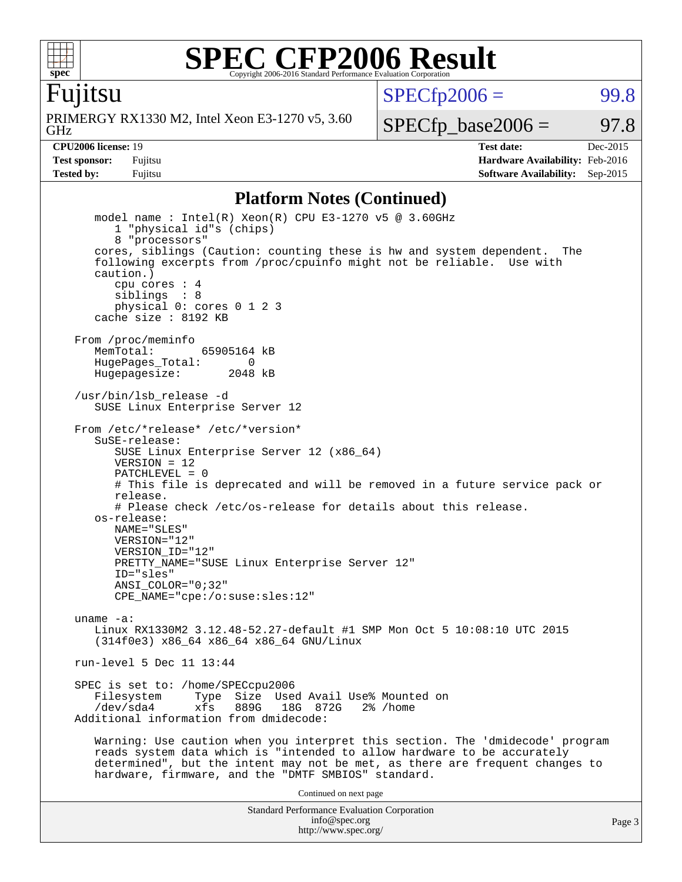## Platform Notes (Continued)

```
   model name : Intel(R) Xeon(R) CPU E3-1270 v5 @ 3.60GHz
      1 "physical id"s (chips)
      8 "processors"
   cores, siblings (Caution: counting these is hw and system dependent.  The
   following excerpts from /proc/cpuinfo might not be reliable.  Use with
   caution.)
      cpu cores : 4
      siblings  : 8
      physical 0: cores 0 1 2 3
   cache size : 8192 KB

From /proc/meminfo
   MemTotal:       65905164 kB
   HugePages_Total:       0
   Hugepagesize:       2048 kB

/usr/bin/lsb_release -d
   SUSE Linux Enterprise Server 12

From /etc/*release* /etc/*version*
   SuSE-release:
      SUSE Linux Enterprise Server 12 (x86_64)
      VERSION = 12
      PATCHLEVEL = 0
      # This file is deprecated and will be removed in a future service pack or
      release.
      # Please check /etc/os-release for details about this release.
   os-release:
      NAME="SLES"
      VERSION="12"
      VERSION_ID="12"
      PRETTY_NAME="SUSE Linux Enterprise Server 12"
      ID="sles"
      ANSI_COLOR="0;32"
      CPE_NAME="cpe:/o:suse:sles:12"

uname -a:
   Linux RX1330M2 3.12.48-52.27-default #1 SMP Mon Oct 5 10:08:10 UTC 2015
   (314f0e3) x86_64 x86_64 x86_64 GNU/Linux

run-level 5 Dec 11 13:44

SPEC is set to: /home/SPECcpu2006
   Filesystem     Type  Size  Used Avail Use% Mounted on
   /dev/sda4      xfs   889G   18G  872G   2% /home
Additional information from dmidecode:

   Warning: Use caution when you interpret this section. The 'dmidecode' program
   reads system data which is "intended to allow hardware to be accurately
   determined", but the intent may not be met, as there are frequent changes to
   hardware, firmware, and the "DMTF SMBIOS" standard.
```

Continued on next page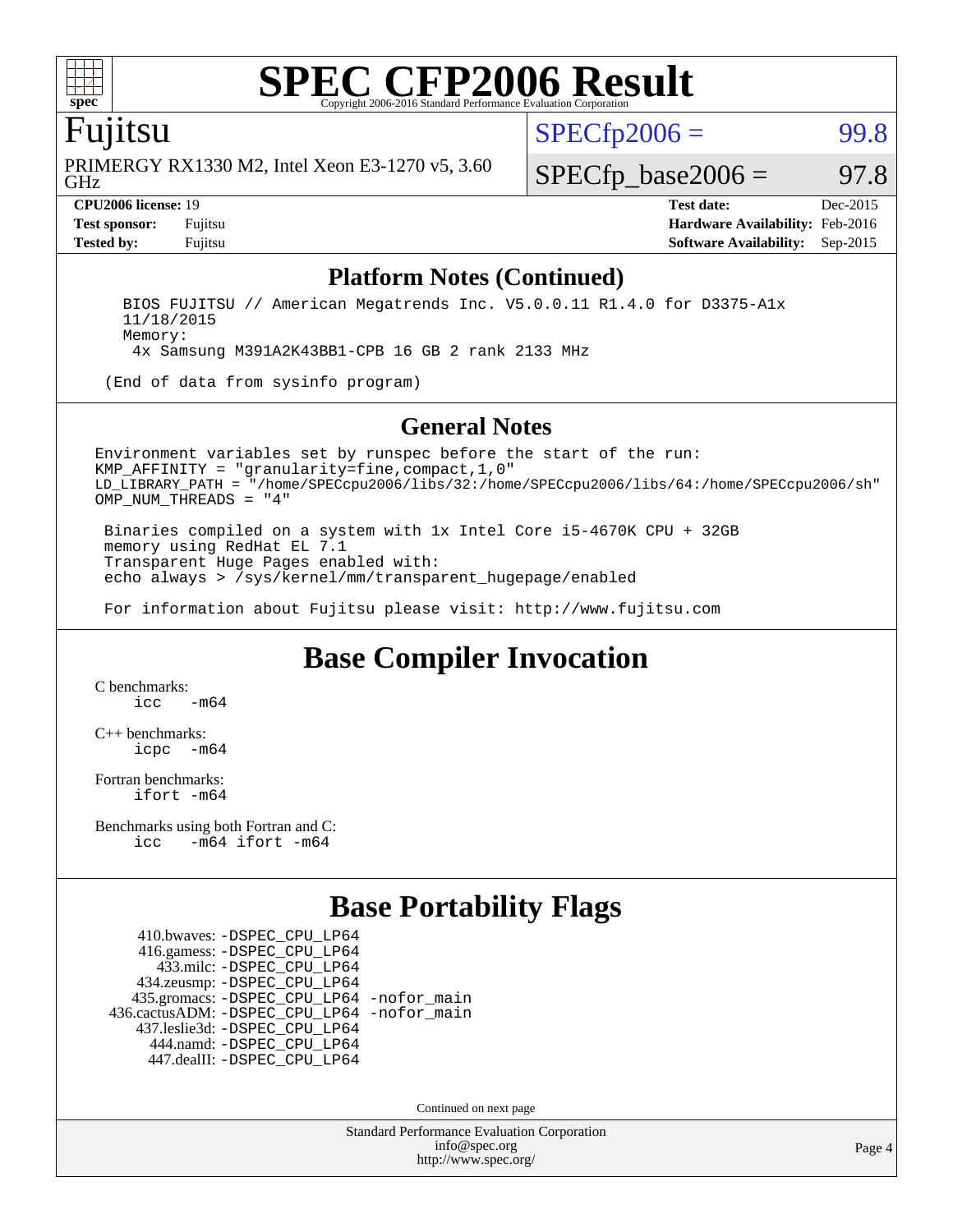# SPEC CFP2006 Result

Copyright 2006-2016 Standard Performance Evaluation Corporation

## Fujitsu

PRIMERGY RX1330 M2, Intel Xeon E3-1270 v5, 3.60 GHz

SPECfp2006 = 99.8

SPECfp_base2006 = 97.8

| | | | |
|---|---|---|---|
| **CPU2006 license:** 19 | | **Test date:** | Dec-2015 |
| **Test sponsor:** | Fujitsu | **Hardware Availability:** | Feb-2016 |
| **Tested by:** | Fujitsu | **Software Availability:** | Sep-2015 |

## Platform Notes (Continued)

```
    BIOS FUJITSU // American Megatrends Inc. V5.0.0.11 R1.4.0 for D3375-A1x
    11/18/2015
    Memory:
     4x Samsung M391A2K43BB1-CPB 16 GB 2 rank 2133 MHz

  (End of data from sysinfo program)
```

## General Notes

```
Environment variables set by runspec before the start of the run:
KMP_AFFINITY = "granularity=fine,compact,1,0"
LD_LIBRARY_PATH = "/home/SPECcpu2006/libs/32:/home/SPECcpu2006/libs/64:/home/SPECcpu2006/sh"
OMP_NUM_THREADS = "4"

 Binaries compiled on a system with 1x Intel Core i5-4670K CPU + 32GB
 memory using RedHat EL 7.1
 Transparent Huge Pages enabled with:
 echo always > /sys/kernel/mm/transparent_hugepage/enabled

 For information about Fujitsu please visit: http://www.fujitsu.com
```

## Base Compiler Invocation

C benchmarks:
```
icc   -m64
```

C++ benchmarks:
```
icpc  -m64
```

Fortran benchmarks:
```
ifort -m64
```

Benchmarks using both Fortran and C:
```
icc   -m64 ifort -m64
```

## Base Portability Flags

```
    410.bwaves: -DSPEC_CPU_LP64
    416.gamess: -DSPEC_CPU_LP64
     433.milc: -DSPEC_CPU_LP64
   434.zeusmp: -DSPEC_CPU_LP64
  435.gromacs: -DSPEC_CPU_LP64 -nofor_main
436.cactusADM: -DSPEC_CPU_LP64 -nofor_main
  437.leslie3d: -DSPEC_CPU_LP64
     444.namd: -DSPEC_CPU_LP64
   447.dealII: -DSPEC_CPU_LP64
```

Continued on next page

Standard Performance Evaluation Corporation
info@spec.org
http://www.spec.org/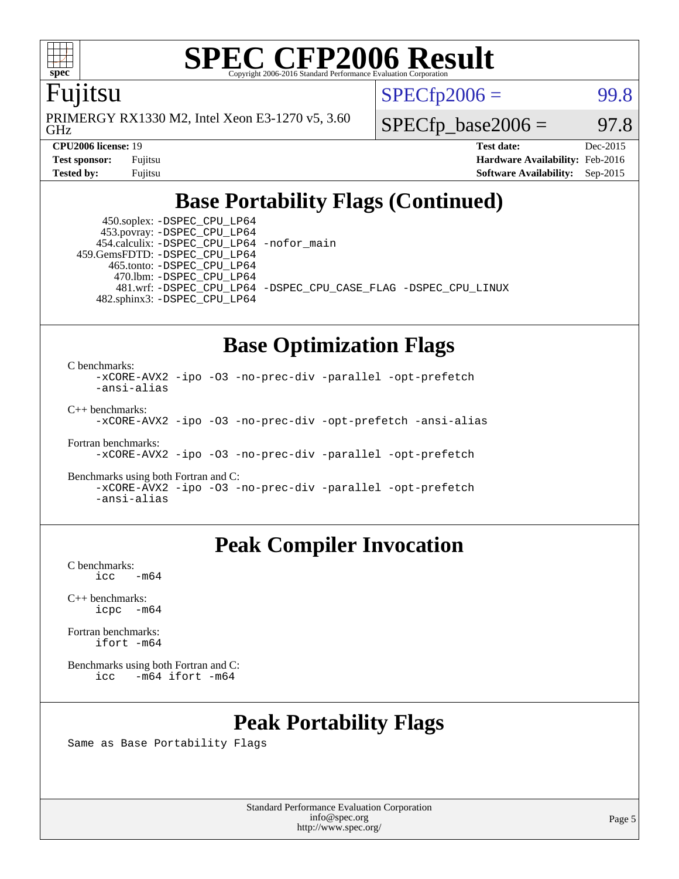# SPEC CFP2006 Result

Copyright 2006-2016 Standard Performance Evaluation Corporation

## Fujitsu

PRIMERGY RX1330 M2, Intel Xeon E3-1270 v5, 3.60 GHz

SPECfp2006 = 99.8

SPECfp_base2006 = 97.8

| | | | |
|---|---|---|---|
| **CPU2006 license:** 19 | | **Test date:** | Dec-2015 |
| **Test sponsor:** | Fujitsu | **Hardware Availability:** | Feb-2016 |
| **Tested by:** | Fujitsu | **Software Availability:** | Sep-2015 |

## Base Portability Flags (Continued)

```
     450.soplex: -DSPEC_CPU_LP64
     453.povray: -DSPEC_CPU_LP64
   454.calculix: -DSPEC_CPU_LP64 -nofor_main
   459.GemsFDTD: -DSPEC_CPU_LP64
      465.tonto: -DSPEC_CPU_LP64
        470.lbm: -DSPEC_CPU_LP64
        481.wrf: -DSPEC_CPU_LP64 -DSPEC_CPU_CASE_FLAG -DSPEC_CPU_LINUX
    482.sphinx3: -DSPEC_CPU_LP64
```

## Base Optimization Flags

C benchmarks:
```
-xCORE-AVX2 -ipo -O3 -no-prec-div -parallel -opt-prefetch
-ansi-alias
```

C++ benchmarks:
```
-xCORE-AVX2 -ipo -O3 -no-prec-div -opt-prefetch -ansi-alias
```

Fortran benchmarks:
```
-xCORE-AVX2 -ipo -O3 -no-prec-div -parallel -opt-prefetch
```

Benchmarks using both Fortran and C:
```
-xCORE-AVX2 -ipo -O3 -no-prec-div -parallel -opt-prefetch
-ansi-alias
```

## Peak Compiler Invocation

C benchmarks:
```
icc   -m64
```

C++ benchmarks:
```
icpc  -m64
```

Fortran benchmarks:
```
ifort -m64
```

Benchmarks using both Fortran and C:
```
icc   -m64 ifort -m64
```

## Peak Portability Flags

Same as Base Portability Flags

Standard Performance Evaluation Corporation
info@spec.org
http://www.spec.org/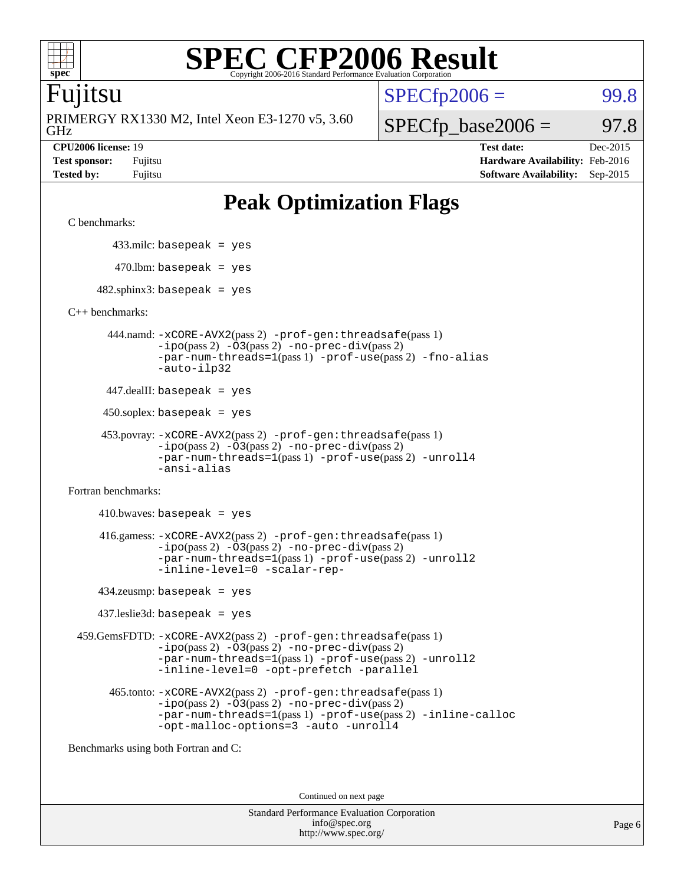# SPEC CFP2006 Result

Copyright 2006-2016 Standard Performance Evaluation Corporation

**Fujitsu**

PRIMERGY RX1330 M2, Intel Xeon E3-1270 v5, 3.60 GHz

SPECfp2006 = 99.8

SPECfp_base2006 = 97.8

| | | | |
|---|---|---|---|
| **CPU2006 license:** 19 | | **Test date:** | Dec-2015 |
| **Test sponsor:** | Fujitsu | **Hardware Availability:** | Feb-2016 |
| **Tested by:** | Fujitsu | **Software Availability:** | Sep-2015 |

## Peak Optimization Flags

C benchmarks:

433.milc: `basepeak = yes`

470.lbm: `basepeak = yes`

482.sphinx3: `basepeak = yes`

C++ benchmarks:

444.namd: `-xCORE-AVX2`(pass 2) `-prof-gen:threadsafe`(pass 1) `-ipo`(pass 2) `-O3`(pass 2) `-no-prec-div`(pass 2) `-par-num-threads=1`(pass 1) `-prof-use`(pass 2) `-fno-alias` `-auto-ilp32`

447.dealII: `basepeak = yes`

450.soplex: `basepeak = yes`

453.povray: `-xCORE-AVX2`(pass 2) `-prof-gen:threadsafe`(pass 1) `-ipo`(pass 2) `-O3`(pass 2) `-no-prec-div`(pass 2) `-par-num-threads=1`(pass 1) `-prof-use`(pass 2) `-unroll4` `-ansi-alias`

Fortran benchmarks:

410.bwaves: `basepeak = yes`

416.gamess: `-xCORE-AVX2`(pass 2) `-prof-gen:threadsafe`(pass 1) `-ipo`(pass 2) `-O3`(pass 2) `-no-prec-div`(pass 2) `-par-num-threads=1`(pass 1) `-prof-use`(pass 2) `-unroll2` `-inline-level=0` `-scalar-rep-`

434.zeusmp: `basepeak = yes`

437.leslie3d: `basepeak = yes`

459.GemsFDTD: `-xCORE-AVX2`(pass 2) `-prof-gen:threadsafe`(pass 1) `-ipo`(pass 2) `-O3`(pass 2) `-no-prec-div`(pass 2) `-par-num-threads=1`(pass 1) `-prof-use`(pass 2) `-unroll2` `-inline-level=0` `-opt-prefetch` `-parallel`

465.tonto: `-xCORE-AVX2`(pass 2) `-prof-gen:threadsafe`(pass 1) `-ipo`(pass 2) `-O3`(pass 2) `-no-prec-div`(pass 2) `-par-num-threads=1`(pass 1) `-prof-use`(pass 2) `-inline-calloc` `-opt-malloc-options=3` `-auto` `-unroll4`

Benchmarks using both Fortran and C:

Continued on next page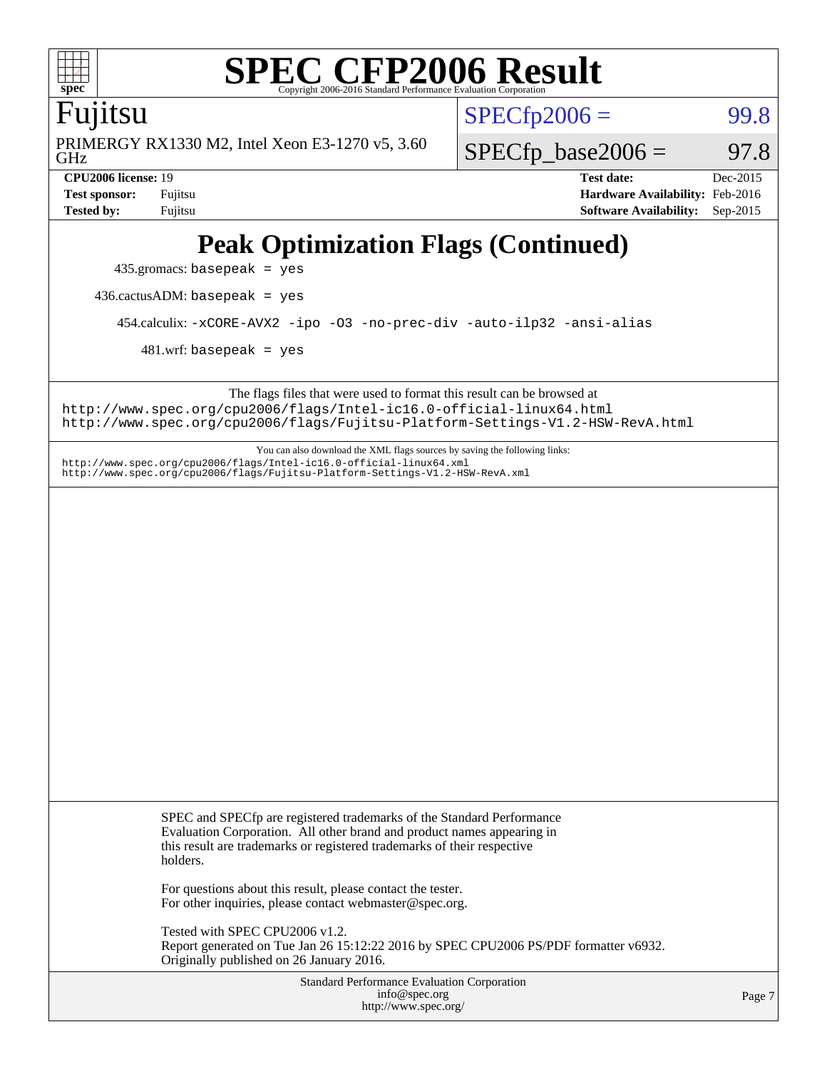# Peak Optimization Flags (Continued)

435.gromacs: basepeak = yes

436.cactusADM: basepeak = yes

454.calculix: -xCORE-AVX2 -ipo -O3 -no-prec-div -auto-ilp32 -ansi-alias

481.wrf: basepeak = yes

The flags files that were used to format this result can be browsed at
http://www.spec.org/cpu2006/flags/Intel-ic16.0-official-linux64.html
http://www.spec.org/cpu2006/flags/Fujitsu-Platform-Settings-V1.2-HSW-RevA.html

You can also download the XML flags sources by saving the following links:
http://www.spec.org/cpu2006/flags/Intel-ic16.0-official-linux64.xml
http://www.spec.org/cpu2006/flags/Fujitsu-Platform-Settings-V1.2-HSW-RevA.xml

SPEC and SPECfp are registered trademarks of the Standard Performance Evaluation Corporation. All other brand and product names appearing in this result are trademarks or registered trademarks of their respective holders.

For questions about this result, please contact the tester.
For other inquiries, please contact webmaster@spec.org.

Tested with SPEC CPU2006 v1.2.
Report generated on Tue Jan 26 15:12:22 2016 by SPEC CPU2006 PS/PDF formatter v6932.
Originally published on 26 January 2016.